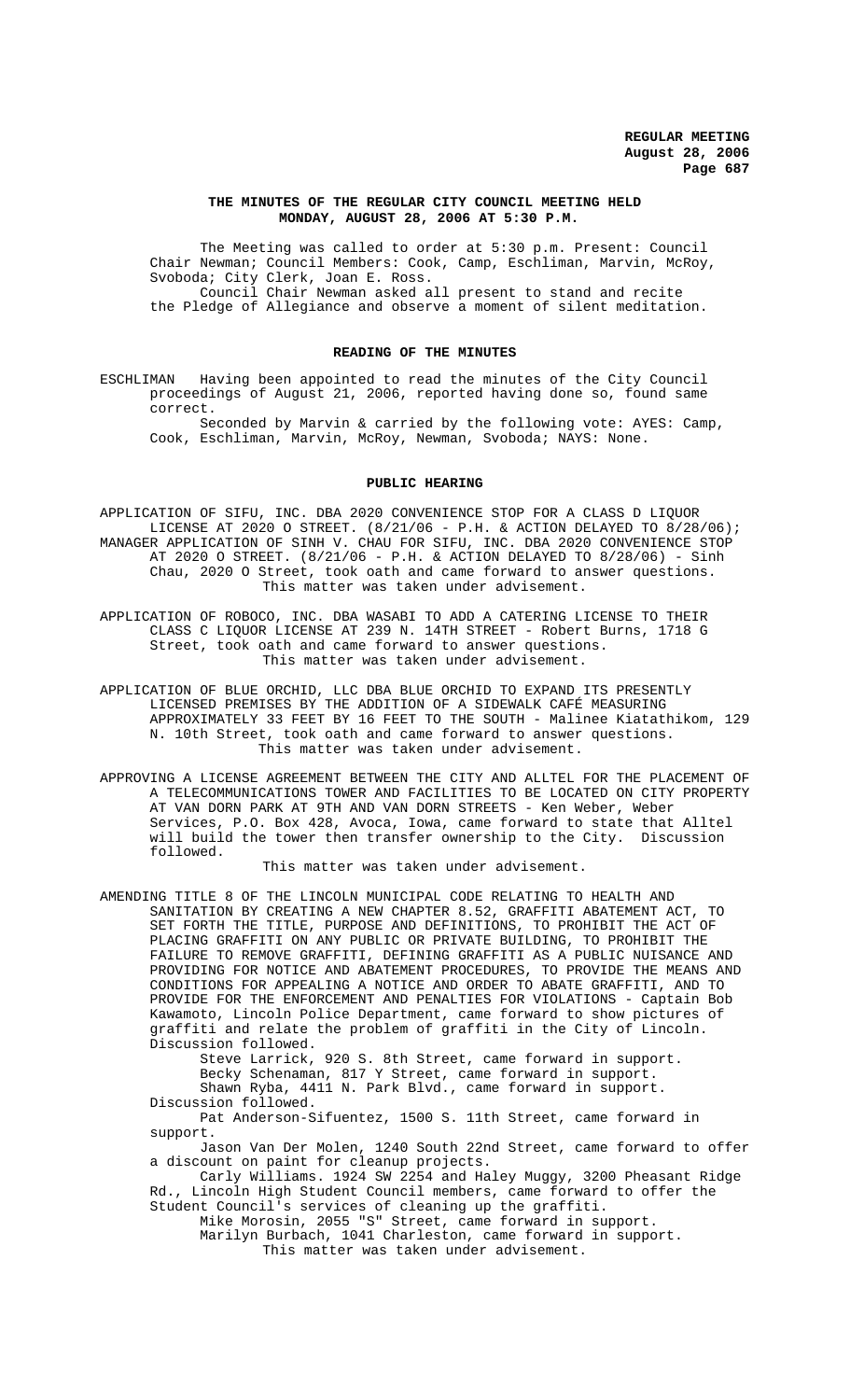**THE MINUTES OF THE REGULAR CITY COUNCIL MEETING HELD MONDAY, AUGUST 28, 2006 AT 5:30 P.M.**

The Meeting was called to order at 5:30 p.m. Present: Council Chair Newman; Council Members: Cook, Camp, Eschliman, Marvin, McRoy, Svoboda; City Clerk, Joan E. Ross.

Council Chair Newman asked all present to stand and recite the Pledge of Allegiance and observe a moment of silent meditation.

## READING OF THE MINUTES

ESCHLIMAN Having been appointed to read the minutes of the City Council proceedings of August 21, 2006, reported having done so, found same correct.

Seconded by Marvin & carried by the following vote: AYES: Camp, Cook, Eschliman, Marvin, McRoy, Newman, Svoboda; NAYS: None.

## PUBLIC HEARING

APPLICATION OF SIFU, INC. DBA 2020 CONVENIENCE STOP FOR A CLASS D LIQUOR LICENSE AT 2020 O STREET. (8/21/06 - P.H. & ACTION DELAYED TO 8/28/06);

MANAGER APPLICATION OF SINH V. CHAU FOR SIFU, INC. DBA 2020 CONVENIENCE STOP AT 2020 O STREET. (8/21/06 - P.H. & ACTION DELAYED TO 8/28/06) - Sinh Chau, 2020 O Street, took oath and came forward to answer questions.

This matter was taken under advisement.

APPLICATION OF ROBOCO, INC. DBA WASABI TO ADD A CATERING LICENSE TO THEIR CLASS C LIQUOR LICENSE AT 239 N. 14TH STREET - Robert Burns, 1718 G Street, took oath and came forward to answer questions.

This matter was taken under advisement.

APPLICATION OF BLUE ORCHID, LLC DBA BLUE ORCHID TO EXPAND ITS PRESENTLY LICENSED PREMISES BY THE ADDITION OF A SIDEWALK CAFÉ MEASURING APPROXIMATELY 33 FEET BY 16 FEET TO THE SOUTH - Malinee Kiatathikom, 129 N. 10th Street, took oath and came forward to answer questions.

This matter was taken under advisement.

APPROVING A LICENSE AGREEMENT BETWEEN THE CITY AND ALLTEL FOR THE PLACEMENT OF A TELECOMMUNICATIONS TOWER AND FACILITIES TO BE LOCATED ON CITY PROPERTY AT VAN DORN PARK AT 9TH AND VAN DORN STREETS - Ken Weber, Weber Services, P.O. Box 428, Avoca, Iowa, came forward to state that Alltel will build the tower then transfer ownership to the City. Discussion followed.

This matter was taken under advisement.

AMENDING TITLE 8 OF THE LINCOLN MUNICIPAL CODE RELATING TO HEALTH AND SANITATION BY CREATING A NEW CHAPTER 8.52, GRAFFITI ABATEMENT ACT, TO SET FORTH THE TITLE, PURPOSE AND DEFINITIONS, TO PROHIBIT THE ACT OF PLACING GRAFFITI ON ANY PUBLIC OR PRIVATE BUILDING, TO PROHIBIT THE FAILURE TO REMOVE GRAFFITI, DEFINING GRAFFITI AS A PUBLIC NUISANCE AND PROVIDING FOR NOTICE AND ABATEMENT PROCEDURES, TO PROVIDE THE MEANS AND CONDITIONS FOR APPEALING A NOTICE AND ORDER TO ABATE GRAFFITI, AND TO PROVIDE FOR THE ENFORCEMENT AND PENALTIES FOR VIOLATIONS - Captain Bob Kawamoto, Lincoln Police Department, came forward to show pictures of graffiti and relate the problem of graffiti in the City of Lincoln. Discussion followed.

Steve Larrick, 920 S. 8th Street, came forward in support.

Becky Schenaman, 817 Y Street, came forward in support.

Shawn Ryba, 4411 N. Park Blvd., came forward in support. Discussion followed.

Pat Anderson-Sifuentez, 1500 S. 11th Street, came forward in support.

Jason Van Der Molen, 1240 South 22nd Street, came forward to offer a discount on paint for cleanup projects.

Carly Williams. 1924 SW 2254 and Haley Muggy, 3200 Pheasant Ridge Rd., Lincoln High Student Council members, came forward to offer the Student Council's services of cleaning up the graffiti.

Mike Morosin, 2055 "S" Street, came forward in support.

Marilyn Burbach, 1041 Charleston, came forward in support.

This matter was taken under advisement.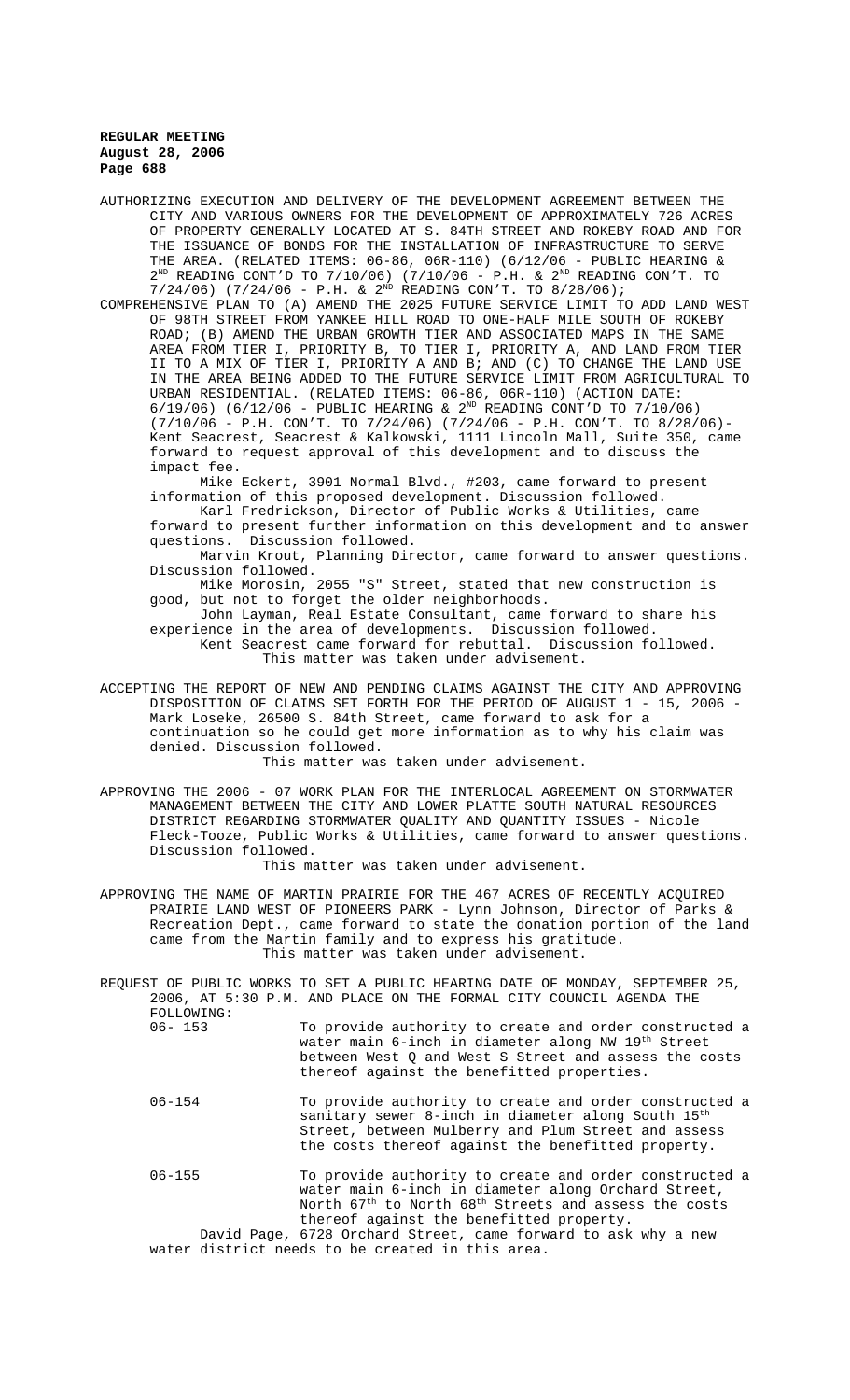AUTHORIZING EXECUTION AND DELIVERY OF THE DEVELOPMENT AGREEMENT BETWEEN THE CITY AND VARIOUS OWNERS FOR THE DEVELOPMENT OF APPROXIMATELY 726 ACRES OF PROPERTY GENERALLY LOCATED AT S. 84TH STREET AND ROKEBY ROAD AND FOR THE ISSUANCE OF BONDS FOR THE INSTALLATION OF INFRASTRUCTURE TO SERVE THE AREA. (RELATED ITEMS: 06-86, 06R-110) (6/12/06 - PUBLIC HEARING & 2ND READING CONT'D TO 7/10/06) (7/10/06 - P.H. & 2ND READING CON'T. TO 7/24/06) (7/24/06 - P.H. & 2ND READING CON'T. TO 8/28/06);

COMPREHENSIVE PLAN TO (A) AMEND THE 2025 FUTURE SERVICE LIMIT TO ADD LAND WEST OF 98TH STREET FROM YANKEE HILL ROAD TO ONE-HALF MILE SOUTH OF ROKEBY ROAD; (B) AMEND THE URBAN GROWTH TIER AND ASSOCIATED MAPS IN THE SAME AREA FROM TIER I, PRIORITY B, TO TIER I, PRIORITY A, AND LAND FROM TIER II TO A MIX OF TIER I, PRIORITY A AND B; AND (C) TO CHANGE THE LAND USE IN THE AREA BEING ADDED TO THE FUTURE SERVICE LIMIT FROM AGRICULTURAL TO URBAN RESIDENTIAL. (RELATED ITEMS: 06-86, 06R-110) (ACTION DATE: 6/19/06) (6/12/06 - PUBLIC HEARING & 2ND READING CONT'D TO 7/10/06) (7/10/06 - P.H. CON'T. TO 7/24/06) (7/24/06 - P.H. CON'T. TO 8/28/06)- Kent Seacrest, Seacrest & Kalkowski, 1111 Lincoln Mall, Suite 350, came forward to request approval of this development and to discuss the impact fee.

Mike Eckert, 3901 Normal Blvd., #203, came forward to present information of this proposed development. Discussion followed.

Karl Fredrickson, Director of Public Works & Utilities, came forward to present further information on this development and to answer questions. Discussion followed.

Marvin Krout, Planning Director, came forward to answer questions. Discussion followed.

Mike Morosin, 2055 "S" Street, stated that new construction is good, but not to forget the older neighborhoods.

John Layman, Real Estate Consultant, came forward to share his experience in the area of developments. Discussion followed.

Kent Seacrest came forward for rebuttal. Discussion followed.

This matter was taken under advisement.

ACCEPTING THE REPORT OF NEW AND PENDING CLAIMS AGAINST THE CITY AND APPROVING DISPOSITION OF CLAIMS SET FORTH FOR THE PERIOD OF AUGUST 1 - 15, 2006 - Mark Loseke, 26500 S. 84th Street, came forward to ask for a continuation so he could get more information as to why his claim was denied. Discussion followed.

This matter was taken under advisement.

APPROVING THE 2006 - 07 WORK PLAN FOR THE INTERLOCAL AGREEMENT ON STORMWATER MANAGEMENT BETWEEN THE CITY AND LOWER PLATTE SOUTH NATURAL RESOURCES DISTRICT REGARDING STORMWATER QUALITY AND QUANTITY ISSUES - Nicole Fleck-Tooze, Public Works & Utilities, came forward to answer questions. Discussion followed.

This matter was taken under advisement.

APPROVING THE NAME OF MARTIN PRAIRIE FOR THE 467 ACRES OF RECENTLY ACQUIRED PRAIRIE LAND WEST OF PIONEERS PARK - Lynn Johnson, Director of Parks & Recreation Dept., came forward to state the donation portion of the land came from the Martin family and to express his gratitude.

This matter was taken under advisement.

REQUEST OF PUBLIC WORKS TO SET A PUBLIC HEARING DATE OF MONDAY, SEPTEMBER 25, 2006, AT 5:30 P.M. AND PLACE ON THE FORMAL CITY COUNCIL AGENDA THE FOLLOWING:

06- 153 — To provide authority to create and order constructed a water main 6-inch in diameter along NW 19th Street between West Q and West S Street and assess the costs thereof against the benefitted properties.

06-154 — To provide authority to create and order constructed a sanitary sewer 8-inch in diameter along South 15th Street, between Mulberry and Plum Street and assess the costs thereof against the benefitted property.

06-155 — To provide authority to create and order constructed a water main 6-inch in diameter along Orchard Street, North 67th to North 68th Streets and assess the costs thereof against the benefitted property.

David Page, 6728 Orchard Street, came forward to ask why a new water district needs to be created in this area.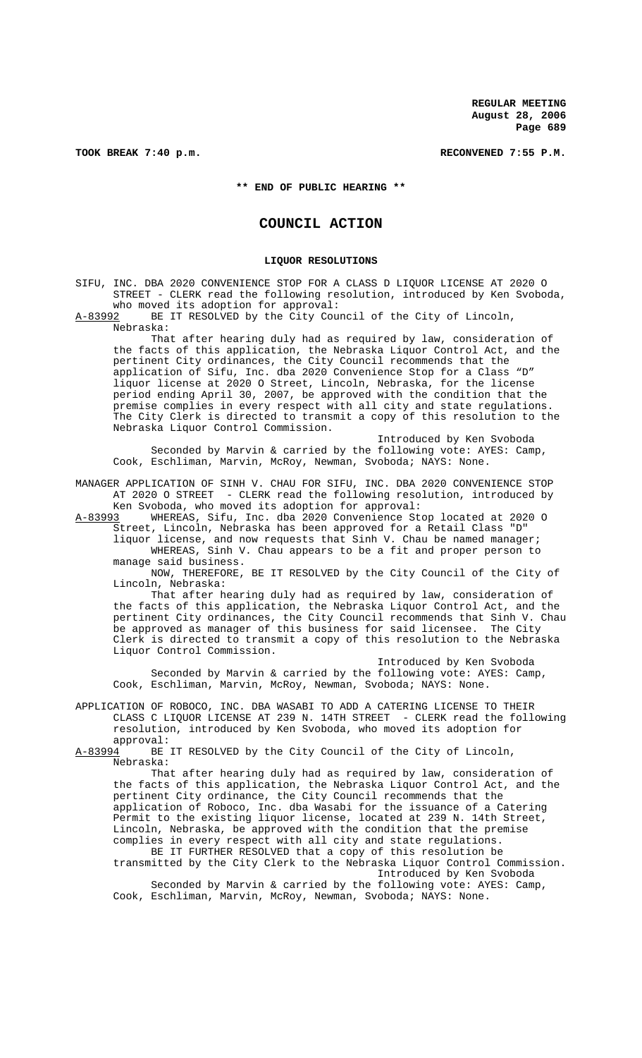TOOK BREAK 7:40 p.m. RECONVENED 7:55 P.M.

**\*\* END OF PUBLIC HEARING \*\***

# COUNCIL ACTION

## LIQUOR RESOLUTIONS

SIFU, INC. DBA 2020 CONVENIENCE STOP FOR A CLASS D LIQUOR LICENSE AT 2020 O STREET - CLERK read the following resolution, introduced by Ken Svoboda, who moved its adoption for approval:

A-83992 BE IT RESOLVED by the City Council of the City of Lincoln, Nebraska:

That after hearing duly had as required by law, consideration of the facts of this application, the Nebraska Liquor Control Act, and the pertinent City ordinances, the City Council recommends that the application of Sifu, Inc. dba 2020 Convenience Stop for a Class "D" liquor license at 2020 O Street, Lincoln, Nebraska, for the license period ending April 30, 2007, be approved with the condition that the premise complies in every respect with all city and state regulations. The City Clerk is directed to transmit a copy of this resolution to the Nebraska Liquor Control Commission.

Introduced by Ken Svoboda

Seconded by Marvin & carried by the following vote: AYES: Camp, Cook, Eschliman, Marvin, McRoy, Newman, Svoboda; NAYS: None.

MANAGER APPLICATION OF SINH V. CHAU FOR SIFU, INC. DBA 2020 CONVENIENCE STOP AT 2020 O STREET - CLERK read the following resolution, introduced by Ken Svoboda, who moved its adoption for approval:

A-83993 WHEREAS, Sifu, Inc. dba 2020 Convenience Stop located at 2020 O Street, Lincoln, Nebraska has been approved for a Retail Class "D" liquor license, and now requests that Sinh V. Chau be named manager;

WHEREAS, Sinh V. Chau appears to be a fit and proper person to manage said business.

NOW, THEREFORE, BE IT RESOLVED by the City Council of the City of Lincoln, Nebraska:

That after hearing duly had as required by law, consideration of the facts of this application, the Nebraska Liquor Control Act, and the pertinent City ordinances, the City Council recommends that Sinh V. Chau be approved as manager of this business for said licensee. The City Clerk is directed to transmit a copy of this resolution to the Nebraska Liquor Control Commission.

Introduced by Ken Svoboda

Seconded by Marvin & carried by the following vote: AYES: Camp, Cook, Eschliman, Marvin, McRoy, Newman, Svoboda; NAYS: None.

APPLICATION OF ROBOCO, INC. DBA WASABI TO ADD A CATERING LICENSE TO THEIR CLASS C LIQUOR LICENSE AT 239 N. 14TH STREET - CLERK read the following resolution, introduced by Ken Svoboda, who moved its adoption for approval:

A-83994 BE IT RESOLVED by the City Council of the City of Lincoln, Nebraska:

That after hearing duly had as required by law, consideration of the facts of this application, the Nebraska Liquor Control Act, and the pertinent City ordinance, the City Council recommends that the application of Roboco, Inc. dba Wasabi for the issuance of a Catering Permit to the existing liquor license, located at 239 N. 14th Street, Lincoln, Nebraska, be approved with the condition that the premise complies in every respect with all city and state regulations.

BE IT FURTHER RESOLVED that a copy of this resolution be transmitted by the City Clerk to the Nebraska Liquor Control Commission.

Introduced by Ken Svoboda

Seconded by Marvin & carried by the following vote: AYES: Camp, Cook, Eschliman, Marvin, McRoy, Newman, Svoboda; NAYS: None.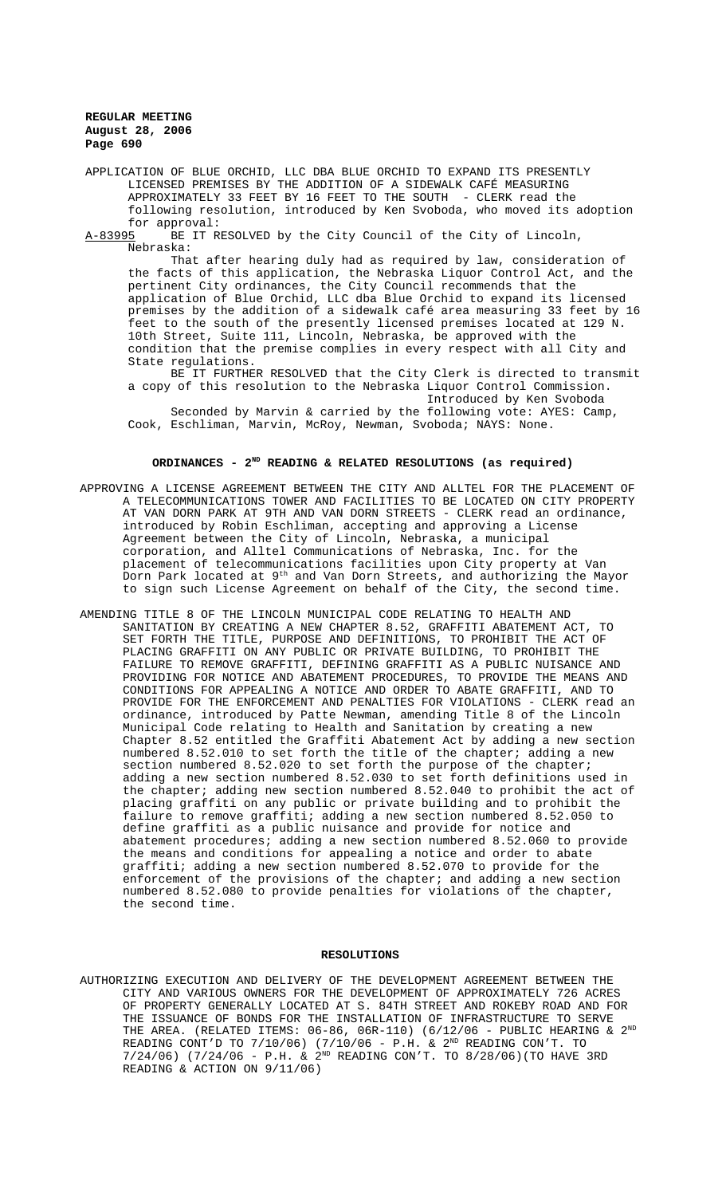APPLICATION OF BLUE ORCHID, LLC DBA BLUE ORCHID TO EXPAND ITS PRESENTLY LICENSED PREMISES BY THE ADDITION OF A SIDEWALK CAFÉ MEASURING APPROXIMATELY 33 FEET BY 16 FEET TO THE SOUTH - CLERK read the following resolution, introduced by Ken Svoboda, who moved its adoption for approval:

A-83995 BE IT RESOLVED by the City Council of the City of Lincoln, Nebraska:

That after hearing duly had as required by law, consideration of the facts of this application, the Nebraska Liquor Control Act, and the pertinent City ordinances, the City Council recommends that the application of Blue Orchid, LLC dba Blue Orchid to expand its licensed premises by the addition of a sidewalk café area measuring 33 feet by 16 feet to the south of the presently licensed premises located at 129 N. 10th Street, Suite 111, Lincoln, Nebraska, be approved with the condition that the premise complies in every respect with all City and State regulations.

BE IT FURTHER RESOLVED that the City Clerk is directed to transmit a copy of this resolution to the Nebraska Liquor Control Commission.

Introduced by Ken Svoboda

Seconded by Marvin & carried by the following vote: AYES: Camp, Cook, Eschliman, Marvin, McRoy, Newman, Svoboda; NAYS: None.

## ORDINANCES - 2ND READING & RELATED RESOLUTIONS (as required)

APPROVING A LICENSE AGREEMENT BETWEEN THE CITY AND ALLTEL FOR THE PLACEMENT OF A TELECOMMUNICATIONS TOWER AND FACILITIES TO BE LOCATED ON CITY PROPERTY AT VAN DORN PARK AT 9TH AND VAN DORN STREETS - CLERK read an ordinance, introduced by Robin Eschliman, accepting and approving a License Agreement between the City of Lincoln, Nebraska, a municipal corporation, and Alltel Communications of Nebraska, Inc. for the placement of telecommunications facilities upon City property at Van Dorn Park located at 9th and Van Dorn Streets, and authorizing the Mayor to sign such License Agreement on behalf of the City, the second time.

AMENDING TITLE 8 OF THE LINCOLN MUNICIPAL CODE RELATING TO HEALTH AND SANITATION BY CREATING A NEW CHAPTER 8.52, GRAFFITI ABATEMENT ACT, TO SET FORTH THE TITLE, PURPOSE AND DEFINITIONS, TO PROHIBIT THE ACT OF PLACING GRAFFITI ON ANY PUBLIC OR PRIVATE BUILDING, TO PROHIBIT THE FAILURE TO REMOVE GRAFFITI, DEFINING GRAFFITI AS A PUBLIC NUISANCE AND PROVIDING FOR NOTICE AND ABATEMENT PROCEDURES, TO PROVIDE THE MEANS AND CONDITIONS FOR APPEALING A NOTICE AND ORDER TO ABATE GRAFFITI, AND TO PROVIDE FOR THE ENFORCEMENT AND PENALTIES FOR VIOLATIONS - CLERK read an ordinance, introduced by Patte Newman, amending Title 8 of the Lincoln Municipal Code relating to Health and Sanitation by creating a new Chapter 8.52 entitled the Graffiti Abatement Act by adding a new section numbered 8.52.010 to set forth the title of the chapter; adding a new section numbered 8.52.020 to set forth the purpose of the chapter; adding a new section numbered 8.52.030 to set forth definitions used in the chapter; adding new section numbered 8.52.040 to prohibit the act of placing graffiti on any public or private building and to prohibit the failure to remove graffiti; adding a new section numbered 8.52.050 to define graffiti as a public nuisance and provide for notice and abatement procedures; adding a new section numbered 8.52.060 to provide the means and conditions for appealing a notice and order to abate graffiti; adding a new section numbered 8.52.070 to provide for the enforcement of the provisions of the chapter; and adding a new section numbered 8.52.080 to provide penalties for violations of the chapter, the second time.

## RESOLUTIONS

AUTHORIZING EXECUTION AND DELIVERY OF THE DEVELOPMENT AGREEMENT BETWEEN THE CITY AND VARIOUS OWNERS FOR THE DEVELOPMENT OF APPROXIMATELY 726 ACRES OF PROPERTY GENERALLY LOCATED AT S. 84TH STREET AND ROKEBY ROAD AND FOR THE ISSUANCE OF BONDS FOR THE INSTALLATION OF INFRASTRUCTURE TO SERVE THE AREA. (RELATED ITEMS: 06-86, 06R-110) (6/12/06 - PUBLIC HEARING & 2ND READING CONT'D TO 7/10/06) (7/10/06 - P.H. & 2ND READING CON'T. TO 7/24/06) (7/24/06 - P.H. & 2ND READING CON'T. TO 8/28/06)(TO HAVE 3RD READING & ACTION ON 9/11/06)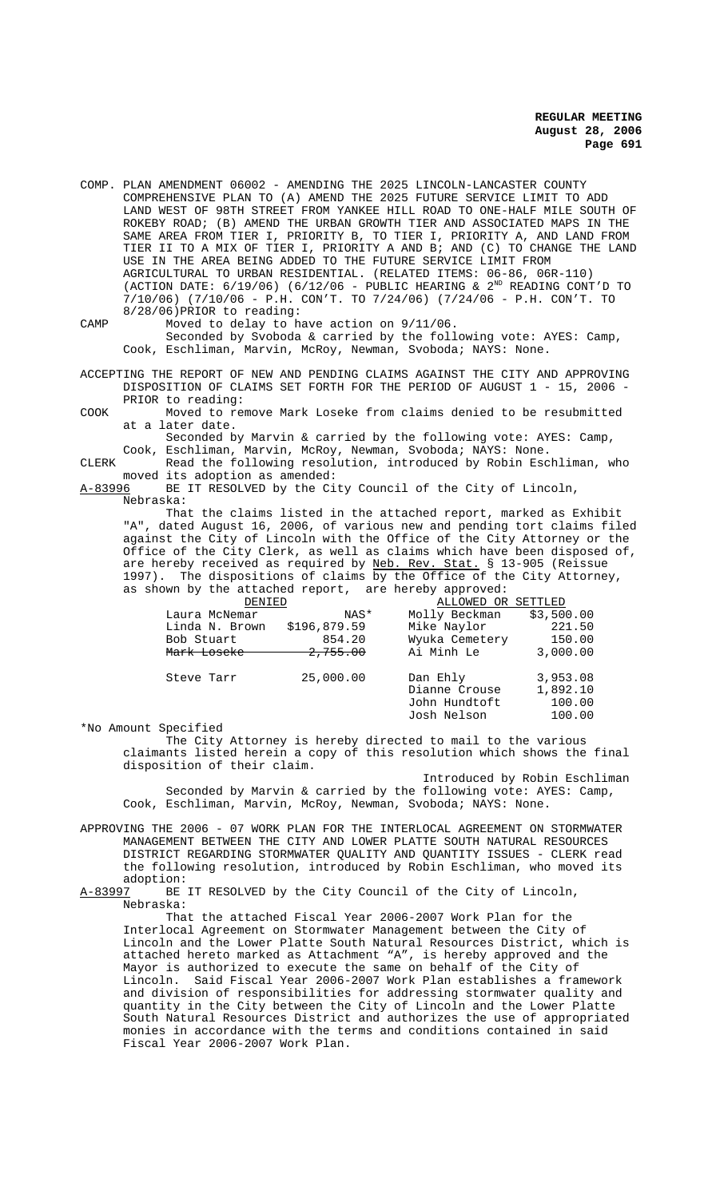COMP. PLAN AMENDMENT 06002 - AMENDING THE 2025 LINCOLN-LANCASTER COUNTY COMPREHENSIVE PLAN TO (A) AMEND THE 2025 FUTURE SERVICE LIMIT TO ADD LAND WEST OF 98TH STREET FROM YANKEE HILL ROAD TO ONE-HALF MILE SOUTH OF ROKEBY ROAD; (B) AMEND THE URBAN GROWTH TIER AND ASSOCIATED MAPS IN THE SAME AREA FROM TIER I, PRIORITY B, TO TIER I, PRIORITY A, AND LAND FROM TIER II TO A MIX OF TIER I, PRIORITY A AND B; AND (C) TO CHANGE THE LAND USE IN THE AREA BEING ADDED TO THE FUTURE SERVICE LIMIT FROM AGRICULTURAL TO URBAN RESIDENTIAL. (RELATED ITEMS: 06-86, 06R-110) (ACTION DATE: 6/19/06) (6/12/06 - PUBLIC HEARING & 2ND READING CONT'D TO 7/10/06) (7/10/06 - P.H. CON'T. TO 7/24/06) (7/24/06 - P.H. CON'T. TO 8/28/06)PRIOR to reading:

CAMP Moved to delay to have action on 9/11/06.

Seconded by Svoboda & carried by the following vote: AYES: Camp, Cook, Eschliman, Marvin, McRoy, Newman, Svoboda; NAYS: None.

ACCEPTING THE REPORT OF NEW AND PENDING CLAIMS AGAINST THE CITY AND APPROVING DISPOSITION OF CLAIMS SET FORTH FOR THE PERIOD OF AUGUST 1 - 15, 2006 - PRIOR to reading:

COOK Moved to remove Mark Loseke from claims denied to be resubmitted at a later date.

Seconded by Marvin & carried by the following vote: AYES: Camp, Cook, Eschliman, Marvin, McRoy, Newman, Svoboda; NAYS: None.

CLERK Read the following resolution, introduced by Robin Eschliman, who moved its adoption as amended:

A-83996 BE IT RESOLVED by the City Council of the City of Lincoln, Nebraska:

That the claims listed in the attached report, marked as Exhibit "A", dated August 16, 2006, of various new and pending tort claims filed against the City of Lincoln with the Office of the City Attorney or the Office of the City Clerk, as well as claims which have been disposed of, are hereby received as required by Neb. Rev. Stat. § 13-905 (Reissue 1997). The dispositions of claims by the Office of the City Attorney, as shown by the attached report, are hereby approved:

| DENIED | | ALLOWED OR SETTLED | |
|---|---|---|---|
| Laura McNemar | NAS* | Molly Beckman | $3,500.00 |
| Linda N. Brown | $196,879.59 | Mike Naylor | 221.50 |
| Bob Stuart | 854.20 | Wyuka Cemetery | 150.00 |
| ~~Mark Loseke~~ | ~~2,755.00~~ | Ai Minh Le | 3,000.00 |
| Steve Tarr | 25,000.00 | Dan Ehly | 3,953.08 |
| | | Dianne Crouse | 1,892.10 |
| | | John Hundtoft | 100.00 |
| | | Josh Nelson | 100.00 |

*No Amount Specified

The City Attorney is hereby directed to mail to the various claimants listed herein a copy of this resolution which shows the final disposition of their claim.

Introduced by Robin Eschliman

Seconded by Marvin & carried by the following vote: AYES: Camp, Cook, Eschliman, Marvin, McRoy, Newman, Svoboda; NAYS: None.

APPROVING THE 2006 - 07 WORK PLAN FOR THE INTERLOCAL AGREEMENT ON STORMWATER MANAGEMENT BETWEEN THE CITY AND LOWER PLATTE SOUTH NATURAL RESOURCES DISTRICT REGARDING STORMWATER QUALITY AND QUANTITY ISSUES - CLERK read the following resolution, introduced by Robin Eschliman, who moved its adoption:

A-83997 BE IT RESOLVED by the City Council of the City of Lincoln, Nebraska:

That the attached Fiscal Year 2006-2007 Work Plan for the Interlocal Agreement on Stormwater Management between the City of Lincoln and the Lower Platte South Natural Resources District, which is attached hereto marked as Attachment "A", is hereby approved and the Mayor is authorized to execute the same on behalf of the City of Lincoln. Said Fiscal Year 2006-2007 Work Plan establishes a framework and division of responsibilities for addressing stormwater quality and quantity in the City between the City of Lincoln and the Lower Platte South Natural Resources District and authorizes the use of appropriated monies in accordance with the terms and conditions contained in said Fiscal Year 2006-2007 Work Plan.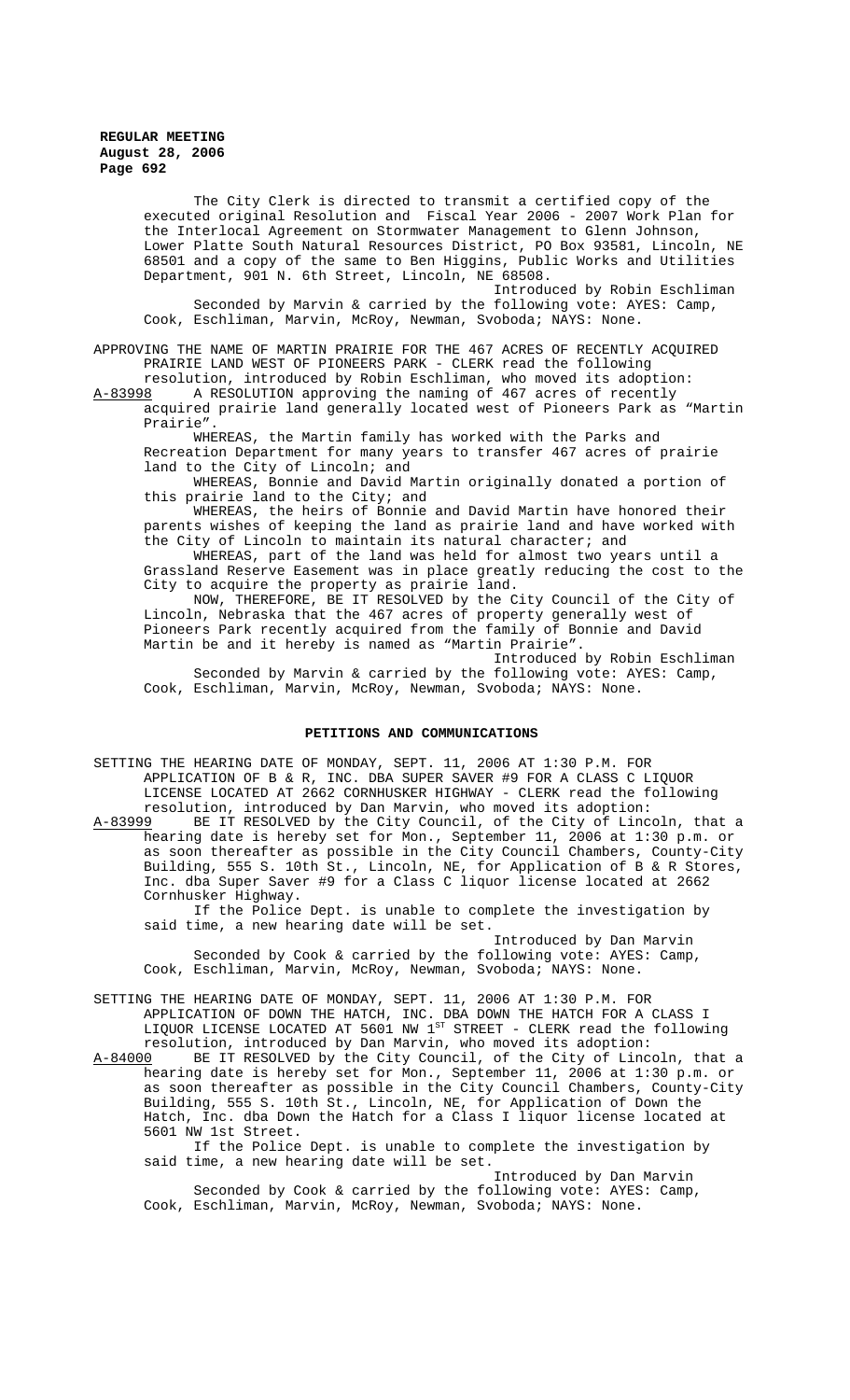The City Clerk is directed to transmit a certified copy of the executed original Resolution and Fiscal Year 2006 - 2007 Work Plan for the Interlocal Agreement on Stormwater Management to Glenn Johnson, Lower Platte South Natural Resources District, PO Box 93581, Lincoln, NE 68501 and a copy of the same to Ben Higgins, Public Works and Utilities Department, 901 N. 6th Street, Lincoln, NE 68508.

Introduced by Robin Eschliman

Seconded by Marvin & carried by the following vote: AYES: Camp, Cook, Eschliman, Marvin, McRoy, Newman, Svoboda; NAYS: None.

APPROVING THE NAME OF MARTIN PRAIRIE FOR THE 467 ACRES OF RECENTLY ACQUIRED PRAIRIE LAND WEST OF PIONEERS PARK - CLERK read the following resolution, introduced by Robin Eschliman, who moved its adoption:

A-83998 A RESOLUTION approving the naming of 467 acres of recently acquired prairie land generally located west of Pioneers Park as "Martin Prairie".

WHEREAS, the Martin family has worked with the Parks and Recreation Department for many years to transfer 467 acres of prairie land to the City of Lincoln; and

WHEREAS, Bonnie and David Martin originally donated a portion of this prairie land to the City; and

WHEREAS, the heirs of Bonnie and David Martin have honored their parents wishes of keeping the land as prairie land and have worked with the City of Lincoln to maintain its natural character; and

WHEREAS, part of the land was held for almost two years until a Grassland Reserve Easement was in place greatly reducing the cost to the City to acquire the property as prairie land.

NOW, THEREFORE, BE IT RESOLVED by the City Council of the City of Lincoln, Nebraska that the 467 acres of property generally west of Pioneers Park recently acquired from the family of Bonnie and David Martin be and it hereby is named as "Martin Prairie".

Introduced by Robin Eschliman

Seconded by Marvin & carried by the following vote: AYES: Camp, Cook, Eschliman, Marvin, McRoy, Newman, Svoboda; NAYS: None.

## PETITIONS AND COMMUNICATIONS

SETTING THE HEARING DATE OF MONDAY, SEPT. 11, 2006 AT 1:30 P.M. FOR APPLICATION OF B & R, INC. DBA SUPER SAVER #9 FOR A CLASS C LIQUOR LICENSE LOCATED AT 2662 CORNHUSKER HIGHWAY - CLERK read the following resolution, introduced by Dan Marvin, who moved its adoption:

A-83999 BE IT RESOLVED by the City Council, of the City of Lincoln, that a hearing date is hereby set for Mon., September 11, 2006 at 1:30 p.m. or as soon thereafter as possible in the City Council Chambers, County-City Building, 555 S. 10th St., Lincoln, NE, for Application of B & R Stores, Inc. dba Super Saver #9 for a Class C liquor license located at 2662 Cornhusker Highway.

If the Police Dept. is unable to complete the investigation by said time, a new hearing date will be set.

Introduced by Dan Marvin

Seconded by Cook & carried by the following vote: AYES: Camp, Cook, Eschliman, Marvin, McRoy, Newman, Svoboda; NAYS: None.

SETTING THE HEARING DATE OF MONDAY, SEPT. 11, 2006 AT 1:30 P.M. FOR APPLICATION OF DOWN THE HATCH, INC. DBA DOWN THE HATCH FOR A CLASS I LIQUOR LICENSE LOCATED AT 5601 NW 1ST STREET - CLERK read the following resolution, introduced by Dan Marvin, who moved its adoption:

A-84000 BE IT RESOLVED by the City Council, of the City of Lincoln, that a hearing date is hereby set for Mon., September 11, 2006 at 1:30 p.m. or as soon thereafter as possible in the City Council Chambers, County-City Building, 555 S. 10th St., Lincoln, NE, for Application of Down the Hatch, Inc. dba Down the Hatch for a Class I liquor license located at 5601 NW 1st Street.

If the Police Dept. is unable to complete the investigation by said time, a new hearing date will be set.

Introduced by Dan Marvin

Seconded by Cook & carried by the following vote: AYES: Camp, Cook, Eschliman, Marvin, McRoy, Newman, Svoboda; NAYS: None.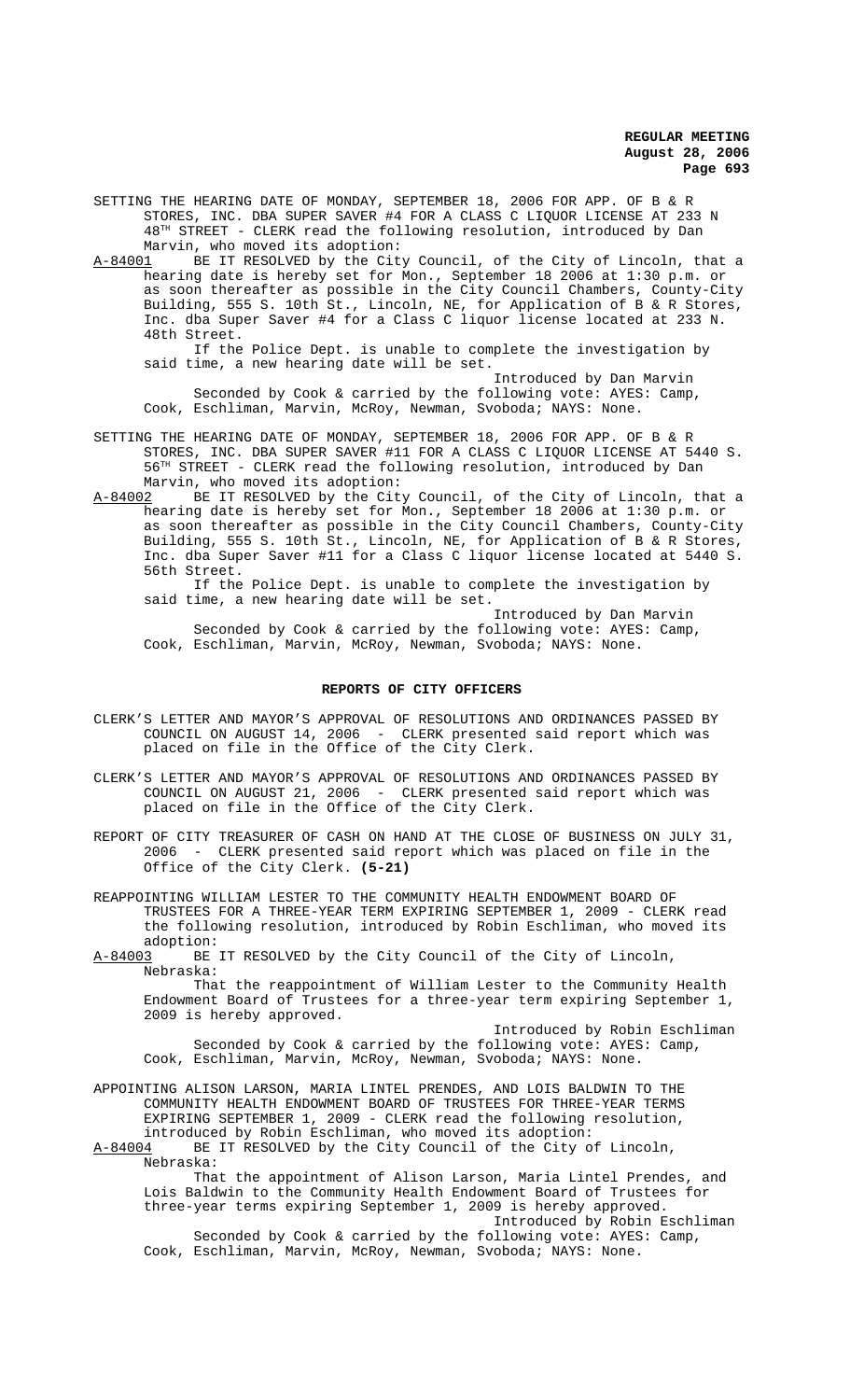SETTING THE HEARING DATE OF MONDAY, SEPTEMBER 18, 2006 FOR APP. OF B & R STORES, INC. DBA SUPER SAVER #4 FOR A CLASS C LIQUOR LICENSE AT 233 N 48TH STREET - CLERK read the following resolution, introduced by Dan Marvin, who moved its adoption:

A-84001 BE IT RESOLVED by the City Council, of the City of Lincoln, that a hearing date is hereby set for Mon., September 18 2006 at 1:30 p.m. or as soon thereafter as possible in the City Council Chambers, County-City Building, 555 S. 10th St., Lincoln, NE, for Application of B & R Stores, Inc. dba Super Saver #4 for a Class C liquor license located at 233 N. 48th Street.

If the Police Dept. is unable to complete the investigation by said time, a new hearing date will be set.

Introduced by Dan Marvin

Seconded by Cook & carried by the following vote: AYES: Camp, Cook, Eschliman, Marvin, McRoy, Newman, Svoboda; NAYS: None.

SETTING THE HEARING DATE OF MONDAY, SEPTEMBER 18, 2006 FOR APP. OF B & R STORES, INC. DBA SUPER SAVER #11 FOR A CLASS C LIQUOR LICENSE AT 5440 S. 56TH STREET - CLERK read the following resolution, introduced by Dan Marvin, who moved its adoption:

A-84002 BE IT RESOLVED by the City Council, of the City of Lincoln, that a hearing date is hereby set for Mon., September 18 2006 at 1:30 p.m. or as soon thereafter as possible in the City Council Chambers, County-City Building, 555 S. 10th St., Lincoln, NE, for Application of B & R Stores, Inc. dba Super Saver #11 for a Class C liquor license located at 5440 S. 56th Street.

If the Police Dept. is unable to complete the investigation by said time, a new hearing date will be set.

Introduced by Dan Marvin

Seconded by Cook & carried by the following vote: AYES: Camp, Cook, Eschliman, Marvin, McRoy, Newman, Svoboda; NAYS: None.

## REPORTS OF CITY OFFICERS

CLERK'S LETTER AND MAYOR'S APPROVAL OF RESOLUTIONS AND ORDINANCES PASSED BY COUNCIL ON AUGUST 14, 2006 - CLERK presented said report which was placed on file in the Office of the City Clerk.

CLERK'S LETTER AND MAYOR'S APPROVAL OF RESOLUTIONS AND ORDINANCES PASSED BY COUNCIL ON AUGUST 21, 2006 - CLERK presented said report which was placed on file in the Office of the City Clerk.

REPORT OF CITY TREASURER OF CASH ON HAND AT THE CLOSE OF BUSINESS ON JULY 31, 2006 - CLERK presented said report which was placed on file in the Office of the City Clerk. **(5-21)**

REAPPOINTING WILLIAM LESTER TO THE COMMUNITY HEALTH ENDOWMENT BOARD OF TRUSTEES FOR A THREE-YEAR TERM EXPIRING SEPTEMBER 1, 2009 - CLERK read the following resolution, introduced by Robin Eschliman, who moved its adoption:

A-84003 BE IT RESOLVED by the City Council of the City of Lincoln, Nebraska:

That the reappointment of William Lester to the Community Health Endowment Board of Trustees for a three-year term expiring September 1, 2009 is hereby approved.

Introduced by Robin Eschliman

Seconded by Cook & carried by the following vote: AYES: Camp, Cook, Eschliman, Marvin, McRoy, Newman, Svoboda; NAYS: None.

APPOINTING ALISON LARSON, MARIA LINTEL PRENDES, AND LOIS BALDWIN TO THE COMMUNITY HEALTH ENDOWMENT BOARD OF TRUSTEES FOR THREE-YEAR TERMS EXPIRING SEPTEMBER 1, 2009 - CLERK read the following resolution, introduced by Robin Eschliman, who moved its adoption:

A-84004 BE IT RESOLVED by the City Council of the City of Lincoln, Nebraska:

That the appointment of Alison Larson, Maria Lintel Prendes, and Lois Baldwin to the Community Health Endowment Board of Trustees for three-year terms expiring September 1, 2009 is hereby approved.

Introduced by Robin Eschliman

Seconded by Cook & carried by the following vote: AYES: Camp, Cook, Eschliman, Marvin, McRoy, Newman, Svoboda; NAYS: None.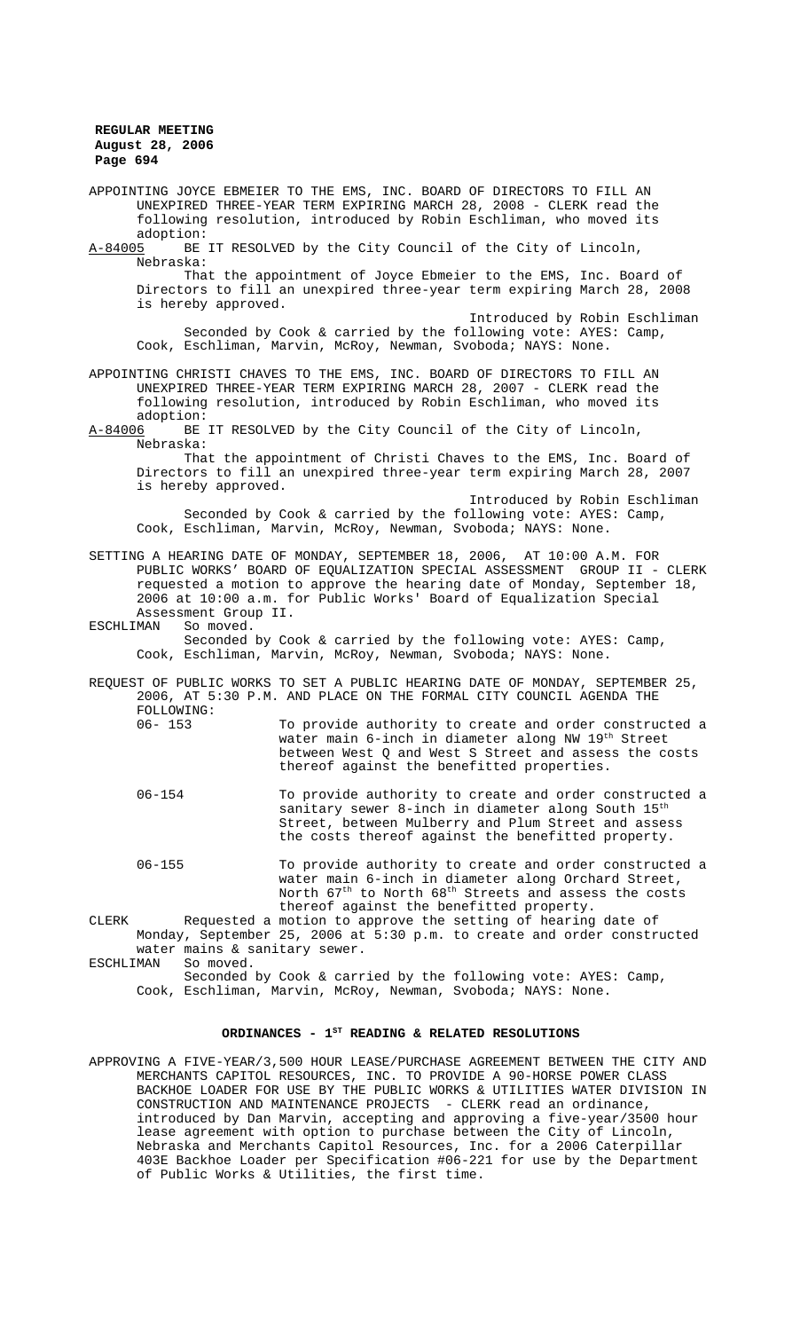APPOINTING JOYCE EBMEIER TO THE EMS, INC. BOARD OF DIRECTORS TO FILL AN UNEXPIRED THREE-YEAR TERM EXPIRING MARCH 28, 2008 - CLERK read the following resolution, introduced by Robin Eschliman, who moved its adoption:

A-84005 BE IT RESOLVED by the City Council of the City of Lincoln, Nebraska:

That the appointment of Joyce Ebmeier to the EMS, Inc. Board of Directors to fill an unexpired three-year term expiring March 28, 2008 is hereby approved.

Introduced by Robin Eschliman

Seconded by Cook & carried by the following vote: AYES: Camp, Cook, Eschliman, Marvin, McRoy, Newman, Svoboda; NAYS: None.

APPOINTING CHRISTI CHAVES TO THE EMS, INC. BOARD OF DIRECTORS TO FILL AN UNEXPIRED THREE-YEAR TERM EXPIRING MARCH 28, 2007 - CLERK read the following resolution, introduced by Robin Eschliman, who moved its adoption:

A-84006 BE IT RESOLVED by the City Council of the City of Lincoln, Nebraska:

That the appointment of Christi Chaves to the EMS, Inc. Board of Directors to fill an unexpired three-year term expiring March 28, 2007 is hereby approved.

Introduced by Robin Eschliman

Seconded by Cook & carried by the following vote: AYES: Camp, Cook, Eschliman, Marvin, McRoy, Newman, Svoboda; NAYS: None.

SETTING A HEARING DATE OF MONDAY, SEPTEMBER 18, 2006, AT 10:00 A.M. FOR PUBLIC WORKS' BOARD OF EQUALIZATION SPECIAL ASSESSMENT GROUP II - CLERK requested a motion to approve the hearing date of Monday, September 18, 2006 at 10:00 a.m. for Public Works' Board of Equalization Special Assessment Group II.

ESCHLIMAN So moved.

Seconded by Cook & carried by the following vote: AYES: Camp, Cook, Eschliman, Marvin, McRoy, Newman, Svoboda; NAYS: None.

REQUEST OF PUBLIC WORKS TO SET A PUBLIC HEARING DATE OF MONDAY, SEPTEMBER 25, 2006, AT 5:30 P.M. AND PLACE ON THE FORMAL CITY COUNCIL AGENDA THE FOLLOWING:

06- 153 To provide authority to create and order constructed a water main 6-inch in diameter along NW 19th Street between West Q and West S Street and assess the costs thereof against the benefitted properties.

06-154 To provide authority to create and order constructed a sanitary sewer 8-inch in diameter along South 15th Street, between Mulberry and Plum Street and assess the costs thereof against the benefitted property.

06-155 To provide authority to create and order constructed a water main 6-inch in diameter along Orchard Street, North 67th to North 68th Streets and assess the costs thereof against the benefitted property.

CLERK Requested a motion to approve the setting of hearing date of Monday, September 25, 2006 at 5:30 p.m. to create and order constructed water mains & sanitary sewer.

ESCHLIMAN So moved.

Seconded by Cook & carried by the following vote: AYES: Camp, Cook, Eschliman, Marvin, McRoy, Newman, Svoboda; NAYS: None.

## ORDINANCES - 1ST READING & RELATED RESOLUTIONS

APPROVING A FIVE-YEAR/3,500 HOUR LEASE/PURCHASE AGREEMENT BETWEEN THE CITY AND MERCHANTS CAPITOL RESOURCES, INC. TO PROVIDE A 90-HORSE POWER CLASS BACKHOE LOADER FOR USE BY THE PUBLIC WORKS & UTILITIES WATER DIVISION IN CONSTRUCTION AND MAINTENANCE PROJECTS - CLERK read an ordinance, introduced by Dan Marvin, accepting and approving a five-year/3500 hour lease agreement with option to purchase between the City of Lincoln, Nebraska and Merchants Capitol Resources, Inc. for a 2006 Caterpillar 403E Backhoe Loader per Specification #06-221 for use by the Department of Public Works & Utilities, the first time.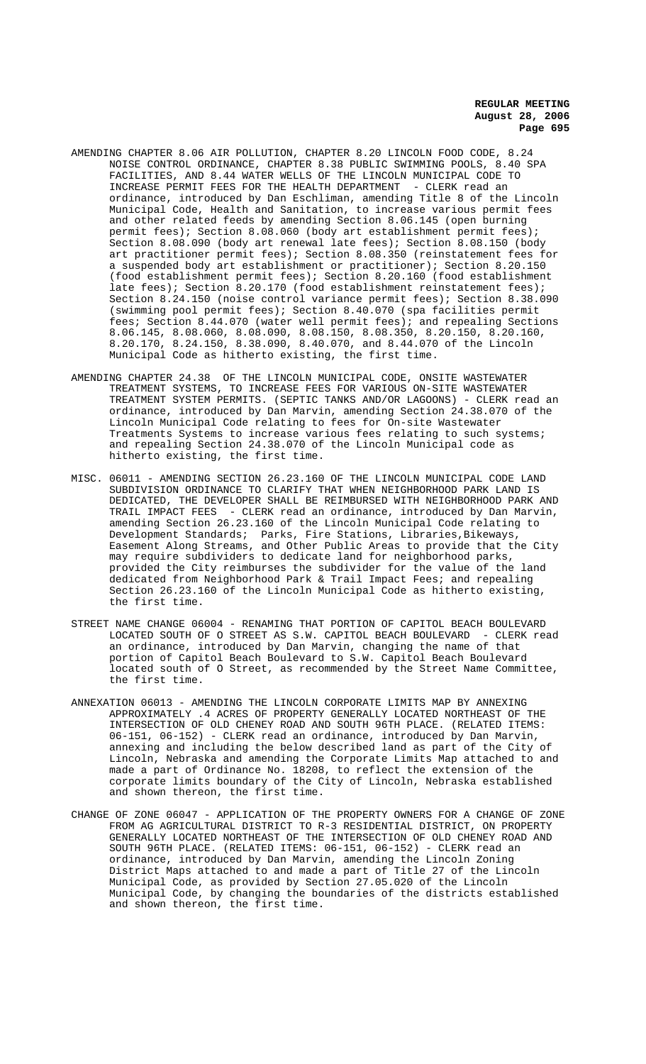AMENDING CHAPTER 8.06 AIR POLLUTION, CHAPTER 8.20 LINCOLN FOOD CODE, 8.24 NOISE CONTROL ORDINANCE, CHAPTER 8.38 PUBLIC SWIMMING POOLS, 8.40 SPA FACILITIES, AND 8.44 WATER WELLS OF THE LINCOLN MUNICIPAL CODE TO INCREASE PERMIT FEES FOR THE HEALTH DEPARTMENT - CLERK read an ordinance, introduced by Dan Eschliman, amending Title 8 of the Lincoln Municipal Code, Health and Sanitation, to increase various permit fees and other related feeds by amending Section 8.06.145 (open burning permit fees); Section 8.08.060 (body art establishment permit fees); Section 8.08.090 (body art renewal late fees); Section 8.08.150 (body art practitioner permit fees); Section 8.08.350 (reinstatement fees for a suspended body art establishment or practitioner); Section 8.20.150 (food establishment permit fees); Section 8.20.160 (food establishment late fees); Section 8.20.170 (food establishment reinstatement fees); Section 8.24.150 (noise control variance permit fees); Section 8.38.090 (swimming pool permit fees); Section 8.40.070 (spa facilities permit fees; Section 8.44.070 (water well permit fees); and repealing Sections 8.06.145, 8.08.060, 8.08.090, 8.08.150, 8.08.350, 8.20.150, 8.20.160, 8.20.170, 8.24.150, 8.38.090, 8.40.070, and 8.44.070 of the Lincoln Municipal Code as hitherto existing, the first time.

AMENDING CHAPTER 24.38 OF THE LINCOLN MUNICIPAL CODE, ONSITE WASTEWATER TREATMENT SYSTEMS, TO INCREASE FEES FOR VARIOUS ON-SITE WASTEWATER TREATMENT SYSTEM PERMITS. (SEPTIC TANKS AND/OR LAGOONS) - CLERK read an ordinance, introduced by Dan Marvin, amending Section 24.38.070 of the Lincoln Municipal Code relating to fees for On-site Wastewater Treatments Systems to increase various fees relating to such systems; and repealing Section 24.38.070 of the Lincoln Municipal code as hitherto existing, the first time.

MISC. 06011 - AMENDING SECTION 26.23.160 OF THE LINCOLN MUNICIPAL CODE LAND SUBDIVISION ORDINANCE TO CLARIFY THAT WHEN NEIGHBORHOOD PARK LAND IS DEDICATED, THE DEVELOPER SHALL BE REIMBURSED WITH NEIGHBORHOOD PARK AND TRAIL IMPACT FEES - CLERK read an ordinance, introduced by Dan Marvin, amending Section 26.23.160 of the Lincoln Municipal Code relating to Development Standards; Parks, Fire Stations, Libraries,Bikeways, Easement Along Streams, and Other Public Areas to provide that the City may require subdividers to dedicate land for neighborhood parks, provided the City reimburses the subdivider for the value of the land dedicated from Neighborhood Park & Trail Impact Fees; and repealing Section 26.23.160 of the Lincoln Municipal Code as hitherto existing, the first time.

STREET NAME CHANGE 06004 - RENAMING THAT PORTION OF CAPITOL BEACH BOULEVARD LOCATED SOUTH OF O STREET AS S.W. CAPITOL BEACH BOULEVARD - CLERK read an ordinance, introduced by Dan Marvin, changing the name of that portion of Capitol Beach Boulevard to S.W. Capitol Beach Boulevard located south of O Street, as recommended by the Street Name Committee, the first time.

ANNEXATION 06013 - AMENDING THE LINCOLN CORPORATE LIMITS MAP BY ANNEXING APPROXIMATELY .4 ACRES OF PROPERTY GENERALLY LOCATED NORTHEAST OF THE INTERSECTION OF OLD CHENEY ROAD AND SOUTH 96TH PLACE. (RELATED ITEMS: 06-151, 06-152) - CLERK read an ordinance, introduced by Dan Marvin, annexing and including the below described land as part of the City of Lincoln, Nebraska and amending the Corporate Limits Map attached to and made a part of Ordinance No. 18208, to reflect the extension of the corporate limits boundary of the City of Lincoln, Nebraska established and shown thereon, the first time.

CHANGE OF ZONE 06047 - APPLICATION OF THE PROPERTY OWNERS FOR A CHANGE OF ZONE FROM AG AGRICULTURAL DISTRICT TO R-3 RESIDENTIAL DISTRICT, ON PROPERTY GENERALLY LOCATED NORTHEAST OF THE INTERSECTION OF OLD CHENEY ROAD AND SOUTH 96TH PLACE. (RELATED ITEMS: 06-151, 06-152) - CLERK read an ordinance, introduced by Dan Marvin, amending the Lincoln Zoning District Maps attached to and made a part of Title 27 of the Lincoln Municipal Code, as provided by Section 27.05.020 of the Lincoln Municipal Code, by changing the boundaries of the districts established and shown thereon, the first time.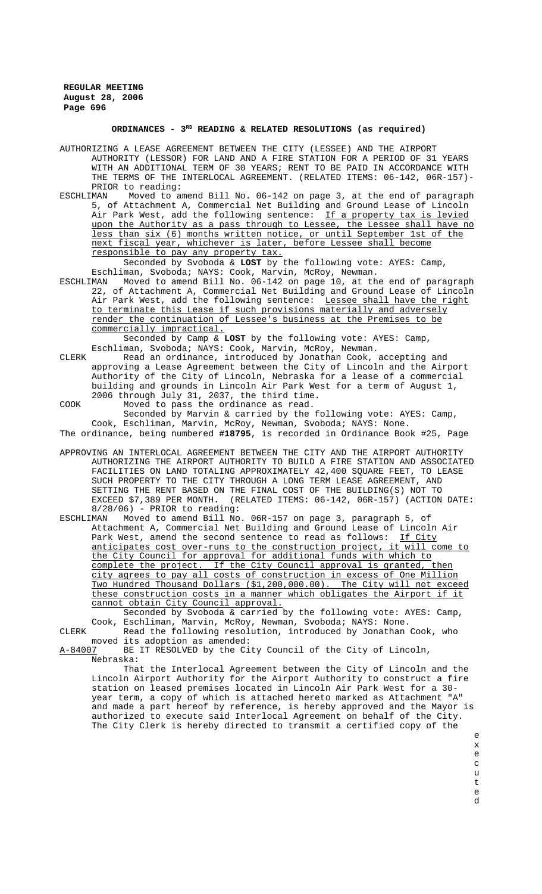## ORDINANCES - 3RD READING & RELATED RESOLUTIONS (as required)

AUTHORIZING A LEASE AGREEMENT BETWEEN THE CITY (LESSEE) AND THE AIRPORT AUTHORITY (LESSOR) FOR LAND AND A FIRE STATION FOR A PERIOD OF 31 YEARS WITH AN ADDITIONAL TERM OF 30 YEARS; RENT TO BE PAID IN ACCORDANCE WITH THE TERMS OF THE INTERLOCAL AGREEMENT. (RELATED ITEMS: 06-142, 06R-157)- PRIOR to reading:

ESCHLIMAN Moved to amend Bill No. 06-142 on page 3, at the end of paragraph 5, of Attachment A, Commercial Net Building and Ground Lease of Lincoln Air Park West, add the following sentence: If a property tax is levied upon the Authority as a pass through to Lessee, the Lessee shall have no less than six (6) months written notice, or until September 1st of the next fiscal year, whichever is later, before Lessee shall become responsible to pay any property tax.

Seconded by Svoboda & **LOST** by the following vote: AYES: Camp, Eschliman, Svoboda; NAYS: Cook, Marvin, McRoy, Newman.

ESCHLIMAN Moved to amend Bill No. 06-142 on page 10, at the end of paragraph 22, of Attachment A, Commercial Net Building and Ground Lease of Lincoln Air Park West, add the following sentence: Lessee shall have the right to terminate this Lease if such provisions materially and adversely render the continuation of Lessee's business at the Premises to be commercially impractical.

Seconded by Camp & **LOST** by the following vote: AYES: Camp, Eschliman, Svoboda; NAYS: Cook, Marvin, McRoy, Newman.

CLERK Read an ordinance, introduced by Jonathan Cook, accepting and approving a Lease Agreement between the City of Lincoln and the Airport Authority of the City of Lincoln, Nebraska for a lease of a commercial building and grounds in Lincoln Air Park West for a term of August 1, 2006 through July 31, 2037, the third time.

COOK Moved to pass the ordinance as read.

Seconded by Marvin & carried by the following vote: AYES: Camp, Cook, Eschliman, Marvin, McRoy, Newman, Svoboda; NAYS: None.

The ordinance, being numbered **#18795**, is recorded in Ordinance Book #25, Page

APPROVING AN INTERLOCAL AGREEMENT BETWEEN THE CITY AND THE AIRPORT AUTHORITY AUTHORIZING THE AIRPORT AUTHORITY TO BUILD A FIRE STATION AND ASSOCIATED FACILITIES ON LAND TOTALING APPROXIMATELY 42,400 SQUARE FEET, TO LEASE SUCH PROPERTY TO THE CITY THROUGH A LONG TERM LEASE AGREEMENT, AND SETTING THE RENT BASED ON THE FINAL COST OF THE BUILDING(S) NOT TO EXCEED $7,389 PER MONTH. (RELATED ITEMS: 06-142, 06R-157) (ACTION DATE: 8/28/06) - PRIOR to reading:

ESCHLIMAN Moved to amend Bill No. 06R-157 on page 3, paragraph 5, of Attachment A, Commercial Net Building and Ground Lease of Lincoln Air Park West, amend the second sentence to read as follows: If City anticipates cost over-runs to the construction project, it will come to the City Council for approval for additional funds with which to complete the project. If the City Council approval is granted, then city agrees to pay all costs of construction in excess of One Million Two Hundred Thousand Dollars ($1,200,000.00). The City will not exceed these construction costs in a manner which obligates the Airport if it cannot obtain City Council approval.

Seconded by Svoboda & carried by the following vote: AYES: Camp, Cook, Eschliman, Marvin, McRoy, Newman, Svoboda; NAYS: None.

CLERK Read the following resolution, introduced by Jonathan Cook, who moved its adoption as amended:

A-84007 BE IT RESOLVED by the City Council of the City of Lincoln, Nebraska:

That the Interlocal Agreement between the City of Lincoln and the Lincoln Airport Authority for the Airport Authority to construct a fire station on leased premises located in Lincoln Air Park West for a 30-year term, a copy of which is attached hereto marked as Attachment "A" and made a part hereof by reference, is hereby approved and the Mayor is authorized to execute said Interlocal Agreement on behalf of the City. The City Clerk is hereby directed to transmit a certified copy of the executed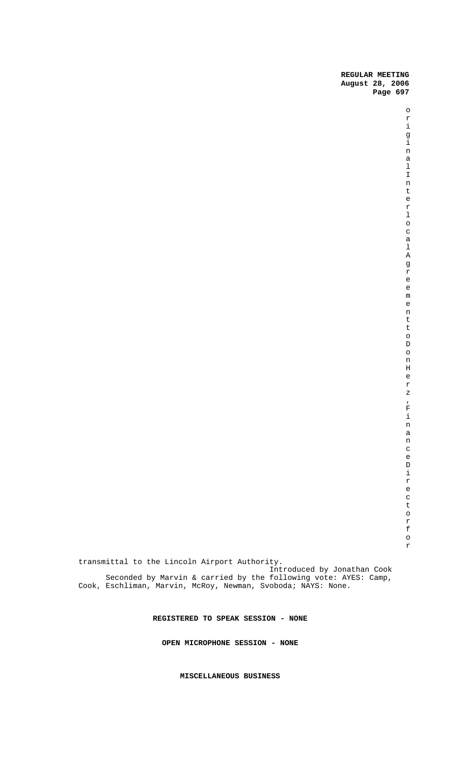original Interlocal Agreement to Don Herz, Finance Director for transmittal to the Lincoln Airport Authority.

Introduced by Jonathan Cook

Seconded by Marvin & carried by the following vote: AYES: Camp, Cook, Eschliman, Marvin, McRoy, Newman, Svoboda; NAYS: None.

**REGISTERED TO SPEAK SESSION - NONE**

**OPEN MICROPHONE SESSION - NONE**

**MISCELLANEOUS BUSINESS**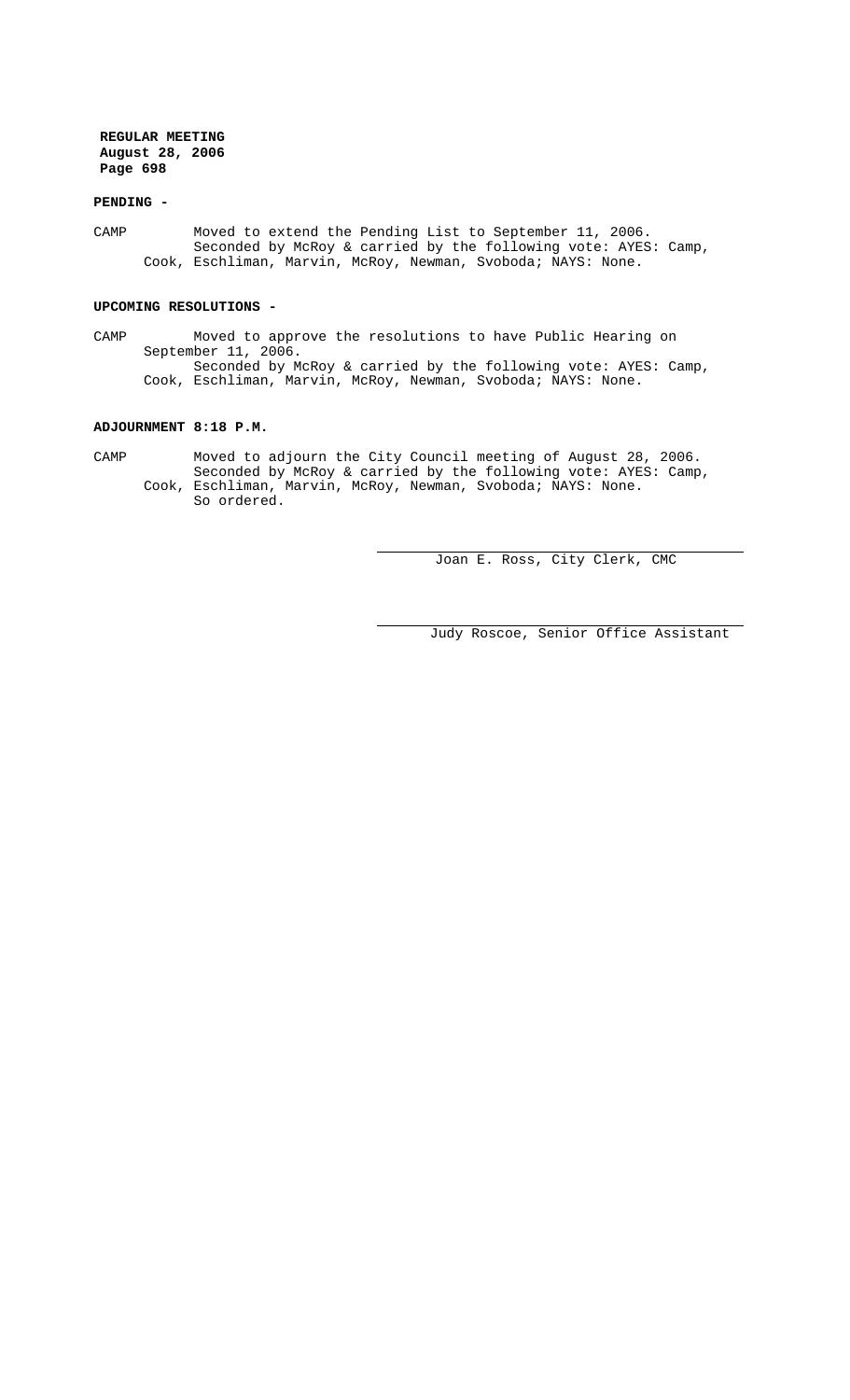**PENDING -**

CAMP Moved to extend the Pending List to September 11, 2006.
Seconded by McRoy & carried by the following vote: AYES: Camp, Cook, Eschliman, Marvin, McRoy, Newman, Svoboda; NAYS: None.

**UPCOMING RESOLUTIONS -**

CAMP Moved to approve the resolutions to have Public Hearing on September 11, 2006.
Seconded by McRoy & carried by the following vote: AYES: Camp, Cook, Eschliman, Marvin, McRoy, Newman, Svoboda; NAYS: None.

**ADJOURNMENT 8:18 P.M.**

CAMP Moved to adjourn the City Council meeting of August 28, 2006.
Seconded by McRoy & carried by the following vote: AYES: Camp, Cook, Eschliman, Marvin, McRoy, Newman, Svoboda; NAYS: None.
So ordered.

Joan E. Ross, City Clerk, CMC

Judy Roscoe, Senior Office Assistant